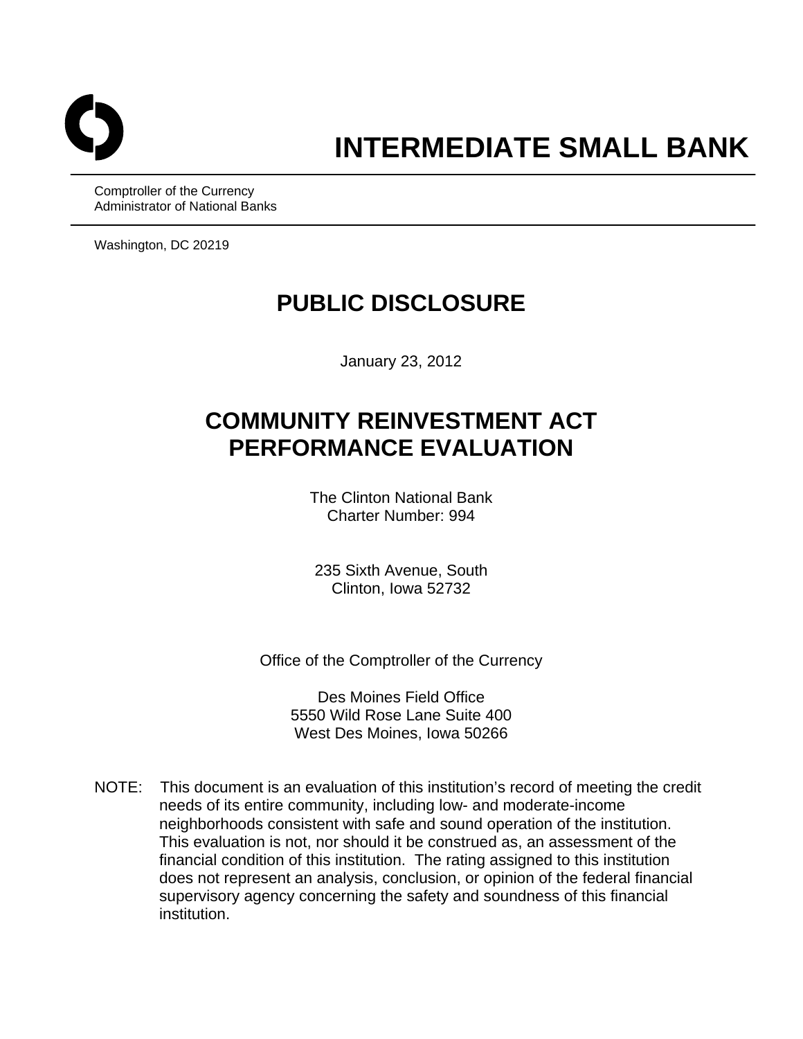# INTERMEDIATE SMALL BANK

Comptroller of the Currency
Administrator of National Banks

Washington, DC 20219

## PUBLIC DISCLOSURE

January 23, 2012

## COMMUNITY REINVESTMENT ACT PERFORMANCE EVALUATION

The Clinton National Bank
Charter Number: 994

235 Sixth Avenue, South
Clinton, Iowa 52732

Office of the Comptroller of the Currency

Des Moines Field Office
5550 Wild Rose Lane Suite 400
West Des Moines, Iowa 50266

NOTE: This document is an evaluation of this institution's record of meeting the credit needs of its entire community, including low- and moderate-income neighborhoods consistent with safe and sound operation of the institution. This evaluation is not, nor should it be construed as, an assessment of the financial condition of this institution. The rating assigned to this institution does not represent an analysis, conclusion, or opinion of the federal financial supervisory agency concerning the safety and soundness of this financial institution.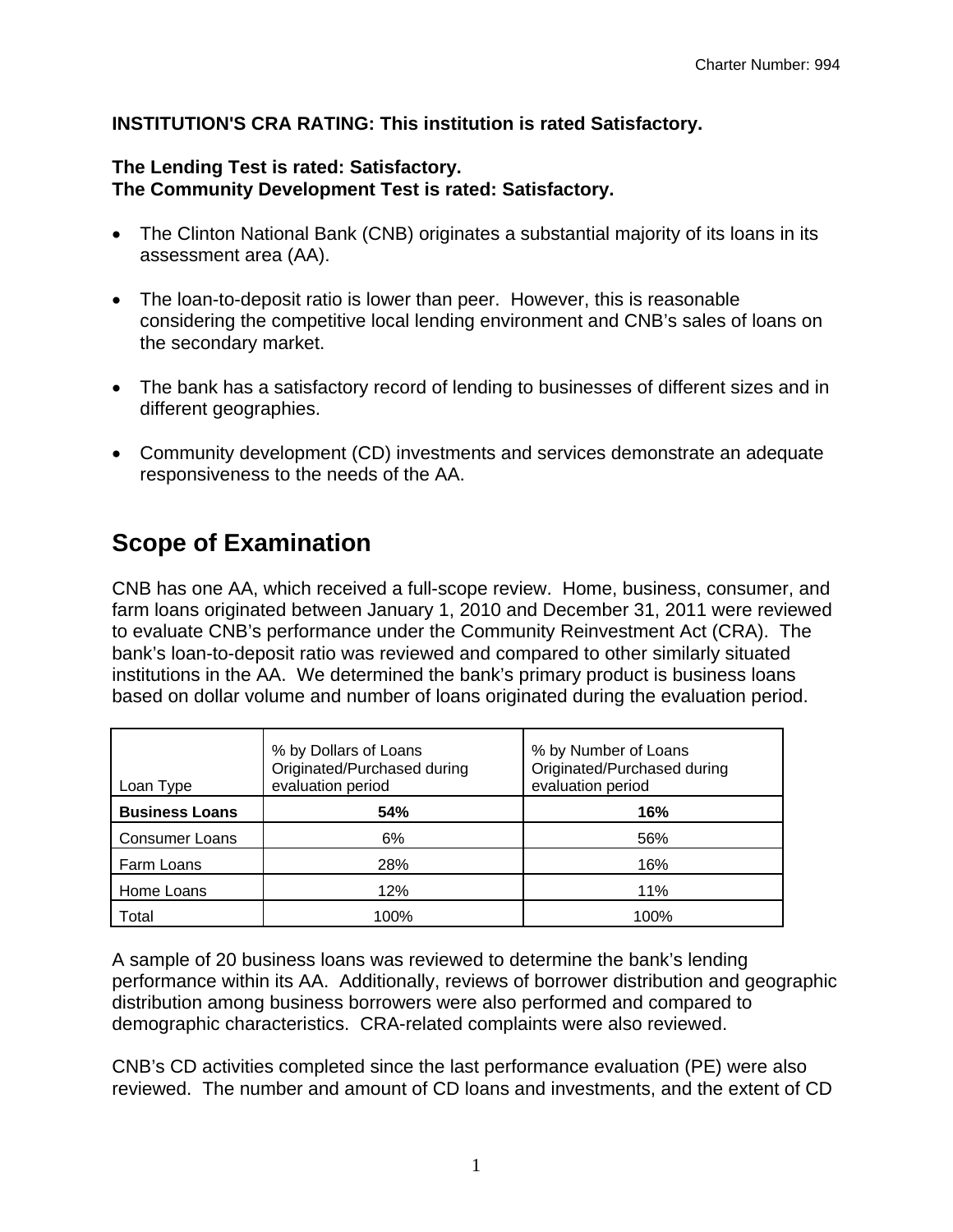**INSTITUTION'S CRA RATING: This institution is rated Satisfactory.**

**The Lending Test is rated: Satisfactory.**
**The Community Development Test is rated: Satisfactory.**

- The Clinton National Bank (CNB) originates a substantial majority of its loans in its assessment area (AA).

- The loan-to-deposit ratio is lower than peer. However, this is reasonable considering the competitive local lending environment and CNB's sales of loans on the secondary market.

- The bank has a satisfactory record of lending to businesses of different sizes and in different geographies.

- Community development (CD) investments and services demonstrate an adequate responsiveness to the needs of the AA.

# Scope of Examination

CNB has one AA, which received a full-scope review. Home, business, consumer, and farm loans originated between January 1, 2010 and December 31, 2011 were reviewed to evaluate CNB's performance under the Community Reinvestment Act (CRA). The bank's loan-to-deposit ratio was reviewed and compared to other similarly situated institutions in the AA. We determined the bank's primary product is business loans based on dollar volume and number of loans originated during the evaluation period.

| Loan Type | % by Dollars of Loans Originated/Purchased during evaluation period | % by Number of Loans Originated/Purchased during evaluation period |
|---|---|---|
| **Business Loans** | **54%** | **16%** |
| Consumer Loans | 6% | 56% |
| Farm Loans | 28% | 16% |
| Home Loans | 12% | 11% |
| Total | 100% | 100% |

A sample of 20 business loans was reviewed to determine the bank's lending performance within its AA. Additionally, reviews of borrower distribution and geographic distribution among business borrowers were also performed and compared to demographic characteristics. CRA-related complaints were also reviewed.

CNB's CD activities completed since the last performance evaluation (PE) were also reviewed. The number and amount of CD loans and investments, and the extent of CD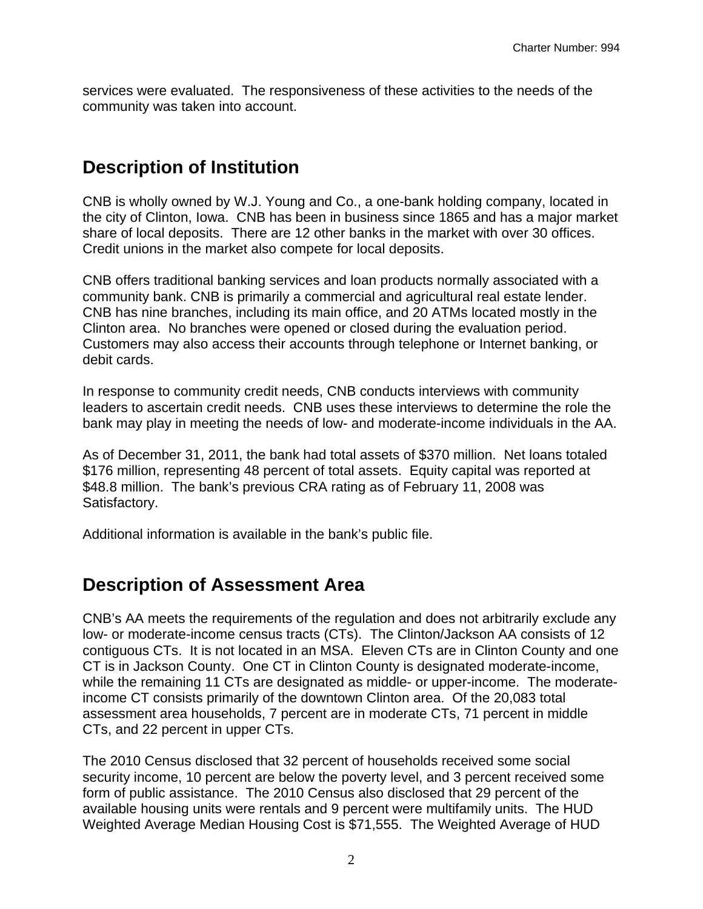services were evaluated. The responsiveness of these activities to the needs of the community was taken into account.

## Description of Institution

CNB is wholly owned by W.J. Young and Co., a one-bank holding company, located in the city of Clinton, Iowa. CNB has been in business since 1865 and has a major market share of local deposits. There are 12 other banks in the market with over 30 offices. Credit unions in the market also compete for local deposits.

CNB offers traditional banking services and loan products normally associated with a community bank. CNB is primarily a commercial and agricultural real estate lender. CNB has nine branches, including its main office, and 20 ATMs located mostly in the Clinton area. No branches were opened or closed during the evaluation period. Customers may also access their accounts through telephone or Internet banking, or debit cards.

In response to community credit needs, CNB conducts interviews with community leaders to ascertain credit needs. CNB uses these interviews to determine the role the bank may play in meeting the needs of low- and moderate-income individuals in the AA.

As of December 31, 2011, the bank had total assets of $370 million. Net loans totaled $176 million, representing 48 percent of total assets. Equity capital was reported at $48.8 million. The bank's previous CRA rating as of February 11, 2008 was Satisfactory.

Additional information is available in the bank's public file.

## Description of Assessment Area

CNB's AA meets the requirements of the regulation and does not arbitrarily exclude any low- or moderate-income census tracts (CTs). The Clinton/Jackson AA consists of 12 contiguous CTs. It is not located in an MSA. Eleven CTs are in Clinton County and one CT is in Jackson County. One CT in Clinton County is designated moderate-income, while the remaining 11 CTs are designated as middle- or upper-income. The moderate-income CT consists primarily of the downtown Clinton area. Of the 20,083 total assessment area households, 7 percent are in moderate CTs, 71 percent in middle CTs, and 22 percent in upper CTs.

The 2010 Census disclosed that 32 percent of households received some social security income, 10 percent are below the poverty level, and 3 percent received some form of public assistance. The 2010 Census also disclosed that 29 percent of the available housing units were rentals and 9 percent were multifamily units. The HUD Weighted Average Median Housing Cost is $71,555. The Weighted Average of HUD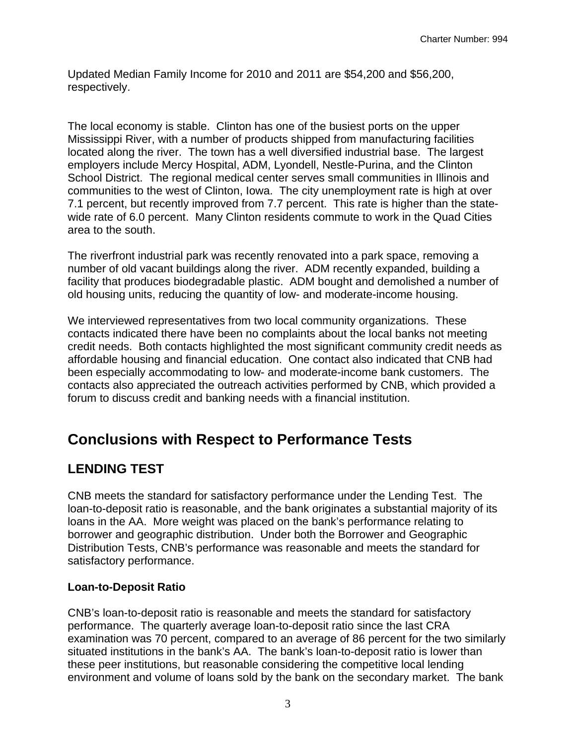Updated Median Family Income for 2010 and 2011 are $54,200 and $56,200, respectively.

The local economy is stable. Clinton has one of the busiest ports on the upper Mississippi River, with a number of products shipped from manufacturing facilities located along the river. The town has a well diversified industrial base. The largest employers include Mercy Hospital, ADM, Lyondell, Nestle-Purina, and the Clinton School District. The regional medical center serves small communities in Illinois and communities to the west of Clinton, Iowa. The city unemployment rate is high at over 7.1 percent, but recently improved from 7.7 percent. This rate is higher than the state-wide rate of 6.0 percent. Many Clinton residents commute to work in the Quad Cities area to the south.

The riverfront industrial park was recently renovated into a park space, removing a number of old vacant buildings along the river. ADM recently expanded, building a facility that produces biodegradable plastic. ADM bought and demolished a number of old housing units, reducing the quantity of low- and moderate-income housing.

We interviewed representatives from two local community organizations. These contacts indicated there have been no complaints about the local banks not meeting credit needs. Both contacts highlighted the most significant community credit needs as affordable housing and financial education. One contact also indicated that CNB had been especially accommodating to low- and moderate-income bank customers. The contacts also appreciated the outreach activities performed by CNB, which provided a forum to discuss credit and banking needs with a financial institution.

# Conclusions with Respect to Performance Tests

## LENDING TEST

CNB meets the standard for satisfactory performance under the Lending Test. The loan-to-deposit ratio is reasonable, and the bank originates a substantial majority of its loans in the AA. More weight was placed on the bank's performance relating to borrower and geographic distribution. Under both the Borrower and Geographic Distribution Tests, CNB's performance was reasonable and meets the standard for satisfactory performance.

### Loan-to-Deposit Ratio

CNB's loan-to-deposit ratio is reasonable and meets the standard for satisfactory performance. The quarterly average loan-to-deposit ratio since the last CRA examination was 70 percent, compared to an average of 86 percent for the two similarly situated institutions in the bank's AA. The bank's loan-to-deposit ratio is lower than these peer institutions, but reasonable considering the competitive local lending environment and volume of loans sold by the bank on the secondary market. The bank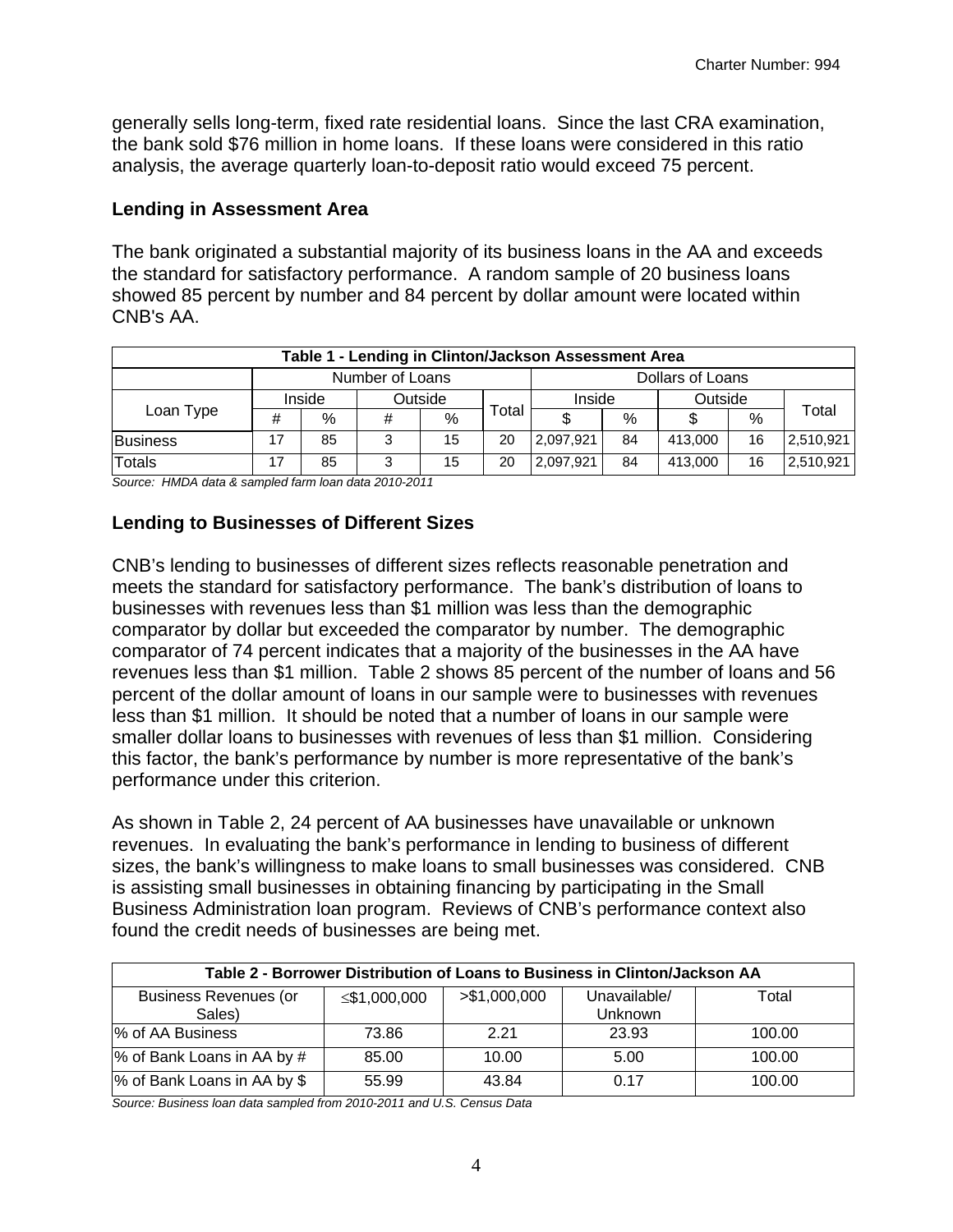generally sells long-term, fixed rate residential loans. Since the last CRA examination, the bank sold $76 million in home loans. If these loans were considered in this ratio analysis, the average quarterly loan-to-deposit ratio would exceed 75 percent.

### Lending in Assessment Area

The bank originated a substantial majority of its business loans in the AA and exceeds the standard for satisfactory performance. A random sample of 20 business loans showed 85 percent by number and 84 percent by dollar amount were located within CNB's AA.

| Table 1 - Lending in Clinton/Jackson Assessment Area | | | | | | | | | | |
|---|---|---|---|---|---|---|---|---|---|---|
| | Number of Loans | | | | | Dollars of Loans | | | | |
| Loan Type | Inside | | Outside | | Total | Inside | | Outside | | Total |
| | # | % | # | % | | $ | % | $ | % | |
| Business | 17 | 85 | 3 | 15 | 20 | 2,097,921 | 84 | 413,000 | 16 | 2,510,921 |
| Totals | 17 | 85 | 3 | 15 | 20 | 2,097,921 | 84 | 413,000 | 16 | 2,510,921 |

*Source: HMDA data & sampled farm loan data 2010-2011*

### Lending to Businesses of Different Sizes

CNB's lending to businesses of different sizes reflects reasonable penetration and meets the standard for satisfactory performance. The bank's distribution of loans to businesses with revenues less than $1 million was less than the demographic comparator by dollar but exceeded the comparator by number. The demographic comparator of 74 percent indicates that a majority of the businesses in the AA have revenues less than $1 million. Table 2 shows 85 percent of the number of loans and 56 percent of the dollar amount of loans in our sample were to businesses with revenues less than $1 million. It should be noted that a number of loans in our sample were smaller dollar loans to businesses with revenues of less than $1 million. Considering this factor, the bank's performance by number is more representative of the bank's performance under this criterion.

As shown in Table 2, 24 percent of AA businesses have unavailable or unknown revenues. In evaluating the bank's performance in lending to business of different sizes, the bank's willingness to make loans to small businesses was considered. CNB is assisting small businesses in obtaining financing by participating in the Small Business Administration loan program. Reviews of CNB's performance context also found the credit needs of businesses are being met.

| Table 2 - Borrower Distribution of Loans to Business in Clinton/Jackson AA | | | | |
|---|---|---|---|---|
| Business Revenues (or Sales) | ≤$1,000,000 | >$1,000,000 | Unavailable/ Unknown | Total |
| % of AA Business | 73.86 | 2.21 | 23.93 | 100.00 |
| % of Bank Loans in AA by # | 85.00 | 10.00 | 5.00 | 100.00 |
| % of Bank Loans in AA by $ | 55.99 | 43.84 | 0.17 | 100.00 |

*Source: Business loan data sampled from 2010-2011 and U.S. Census Data*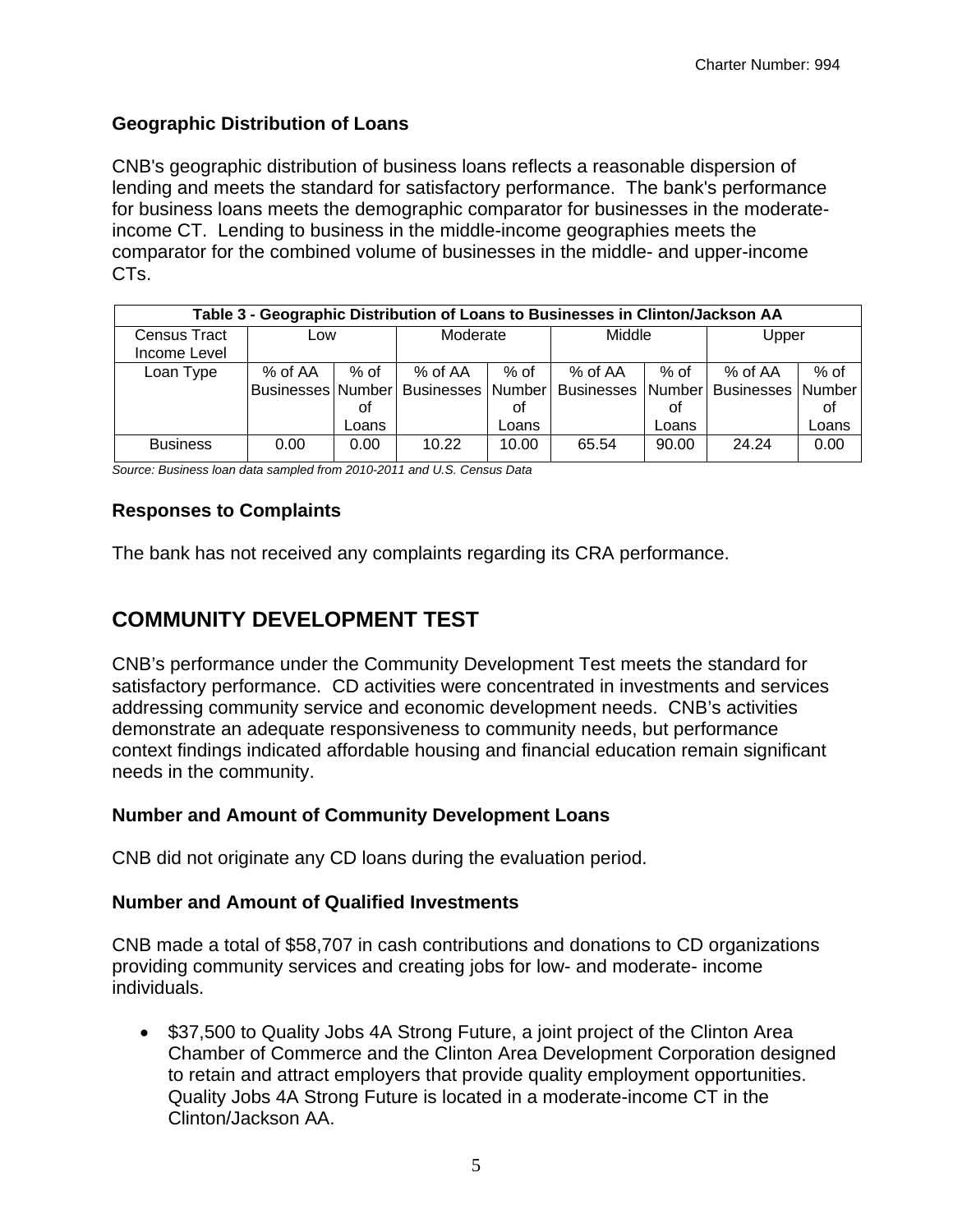### Geographic Distribution of Loans

CNB's geographic distribution of business loans reflects a reasonable dispersion of lending and meets the standard for satisfactory performance. The bank's performance for business loans meets the demographic comparator for businesses in the moderate-income CT. Lending to business in the middle-income geographies meets the comparator for the combined volume of businesses in the middle- and upper-income CTs.

| Table 3 - Geographic Distribution of Loans to Businesses in Clinton/Jackson AA | | | | | | | | |
|---|---|---|---|---|---|---|---|---|
| Census Tract Income Level | Low | | Moderate | | Middle | | Upper | |
| Loan Type | % of AA Businesses | % of Number of Loans | % of AA Businesses | % of Number of Loans | % of AA Businesses | % of Number of Loans | % of AA Businesses | % of Number of Loans |
| Business | 0.00 | 0.00 | 10.22 | 10.00 | 65.54 | 90.00 | 24.24 | 0.00 |

*Source: Business loan data sampled from 2010-2011 and U.S. Census Data*

### Responses to Complaints

The bank has not received any complaints regarding its CRA performance.

## COMMUNITY DEVELOPMENT TEST

CNB's performance under the Community Development Test meets the standard for satisfactory performance. CD activities were concentrated in investments and services addressing community service and economic development needs. CNB's activities demonstrate an adequate responsiveness to community needs, but performance context findings indicated affordable housing and financial education remain significant needs in the community.

### Number and Amount of Community Development Loans

CNB did not originate any CD loans during the evaluation period.

### Number and Amount of Qualified Investments

CNB made a total of $58,707 in cash contributions and donations to CD organizations providing community services and creating jobs for low- and moderate- income individuals.

- $37,500 to Quality Jobs 4A Strong Future, a joint project of the Clinton Area Chamber of Commerce and the Clinton Area Development Corporation designed to retain and attract employers that provide quality employment opportunities. Quality Jobs 4A Strong Future is located in a moderate-income CT in the Clinton/Jackson AA.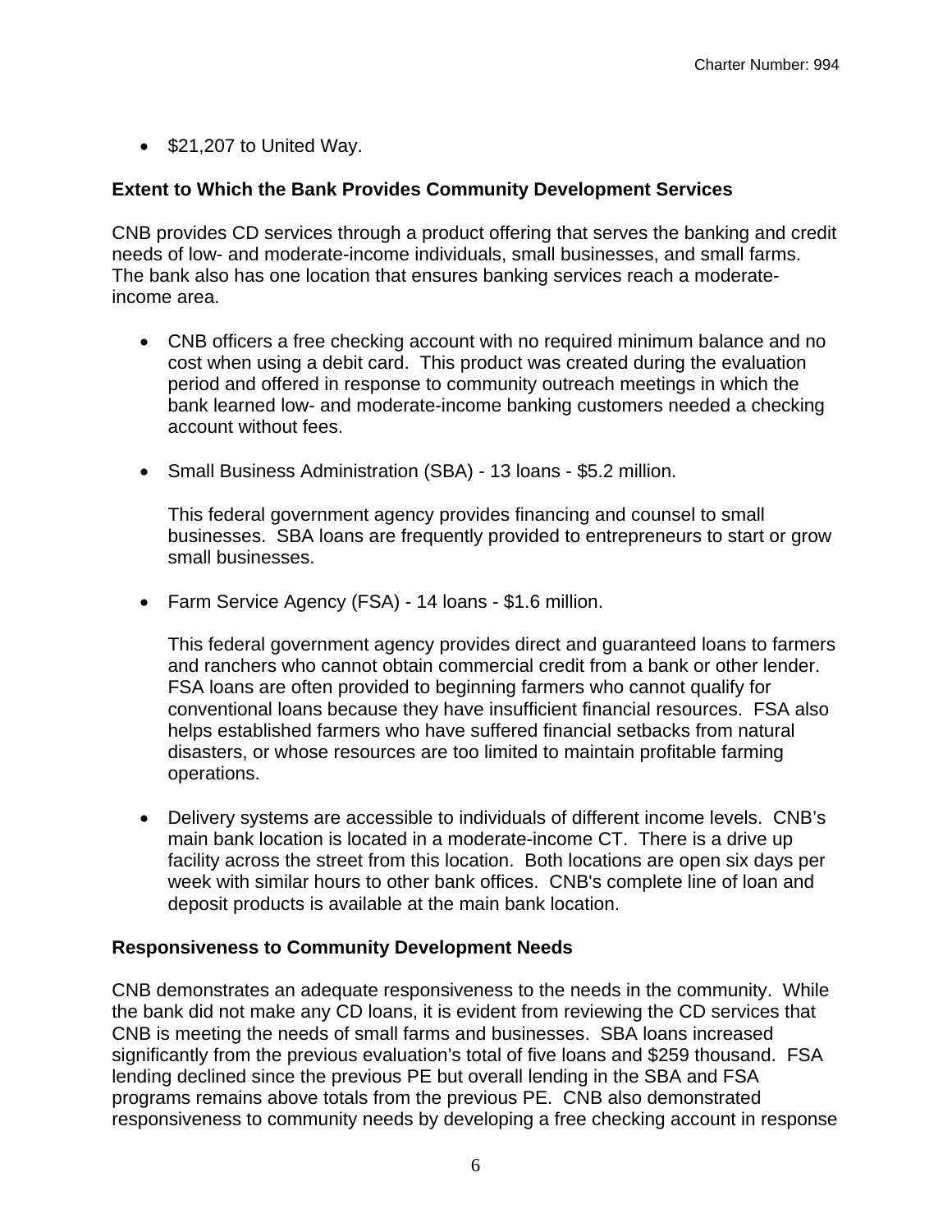- $21,207 to United Way.

**Extent to Which the Bank Provides Community Development Services**

CNB provides CD services through a product offering that serves the banking and credit needs of low- and moderate-income individuals, small businesses, and small farms. The bank also has one location that ensures banking services reach a moderate-income area.

- CNB officers a free checking account with no required minimum balance and no cost when using a debit card. This product was created during the evaluation period and offered in response to community outreach meetings in which the bank learned low- and moderate-income banking customers needed a checking account without fees.

- Small Business Administration (SBA) - 13 loans - $5.2 million.

  This federal government agency provides financing and counsel to small businesses. SBA loans are frequently provided to entrepreneurs to start or grow small businesses.

- Farm Service Agency (FSA) - 14 loans - $1.6 million.

  This federal government agency provides direct and guaranteed loans to farmers and ranchers who cannot obtain commercial credit from a bank or other lender. FSA loans are often provided to beginning farmers who cannot qualify for conventional loans because they have insufficient financial resources. FSA also helps established farmers who have suffered financial setbacks from natural disasters, or whose resources are too limited to maintain profitable farming operations.

- Delivery systems are accessible to individuals of different income levels. CNB's main bank location is located in a moderate-income CT. There is a drive up facility across the street from this location. Both locations are open six days per week with similar hours to other bank offices. CNB's complete line of loan and deposit products is available at the main bank location.

**Responsiveness to Community Development Needs**

CNB demonstrates an adequate responsiveness to the needs in the community. While the bank did not make any CD loans, it is evident from reviewing the CD services that CNB is meeting the needs of small farms and businesses. SBA loans increased significantly from the previous evaluation's total of five loans and $259 thousand. FSA lending declined since the previous PE but overall lending in the SBA and FSA programs remains above totals from the previous PE. CNB also demonstrated responsiveness to community needs by developing a free checking account in response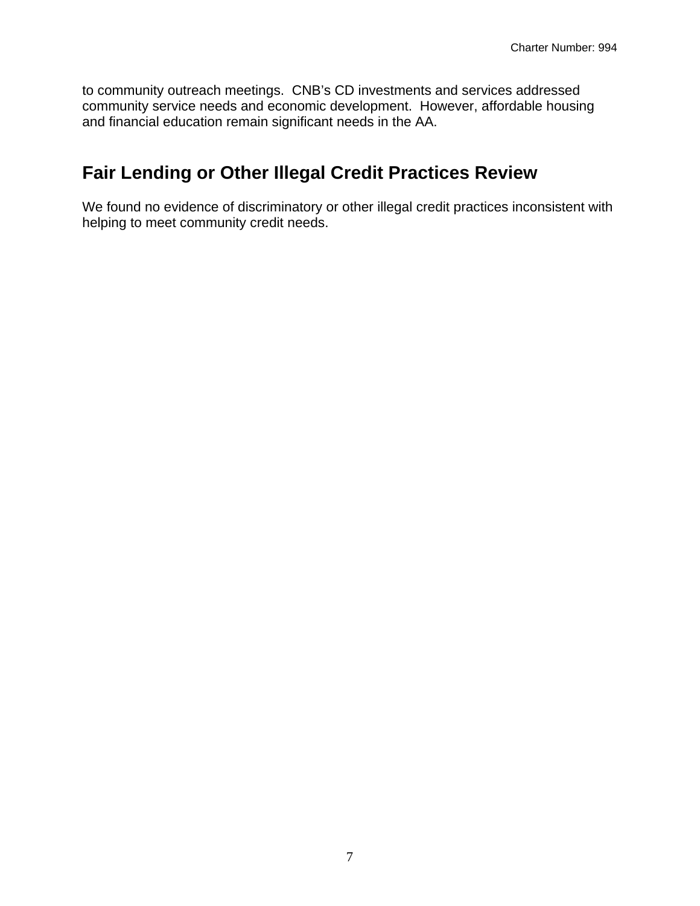to community outreach meetings. CNB's CD investments and services addressed community service needs and economic development. However, affordable housing and financial education remain significant needs in the AA.

## Fair Lending or Other Illegal Credit Practices Review

We found no evidence of discriminatory or other illegal credit practices inconsistent with helping to meet community credit needs.